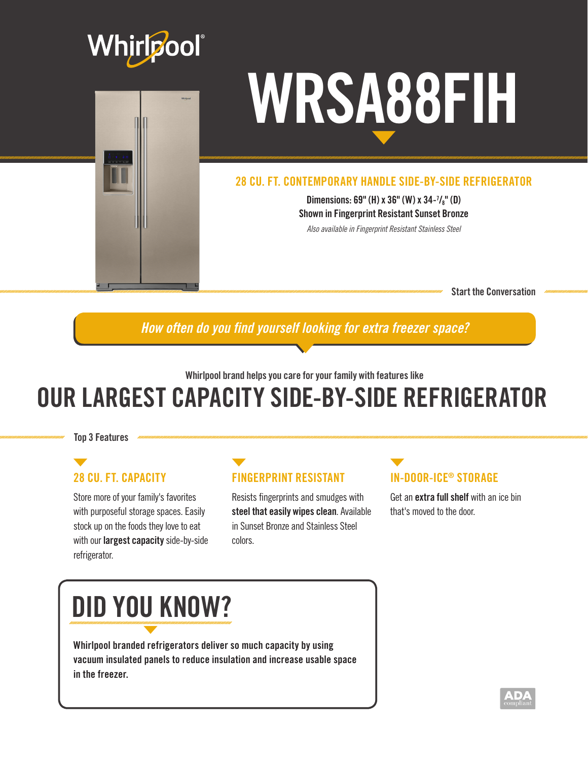Whirlpool®

# WRSA88FIH

## 28 CU. FT. CONTEMPORARY HANDLE SIDE-BY-SIDE REFRIGERATOR

**Dimensions: 69" (H) x 36" (W) x 34-7/8" (D)**

**Shown in Fingerprint Resistant Sunset Bronze**

*Also available in Fingerprint Resistant Stainless Steel*

**Start the Conversation**

*How often do you find yourself looking for extra freezer space?*

**Whirlpool brand helps you care for your family with features like**

# OUR LARGEST CAPACITY SIDE-BY-SIDE REFRIGERATOR

**Top 3 Features**

### 28 CU. FT. CAPACITY

Store more of your family's favorites with purposeful storage spaces. Easily stock up on the foods they love to eat with our **largest capacity** side-by-side refrigerator.

### FINGERPRINT RESISTANT

Resists fingerprints and smudges with **steel that easily wipes clean**. Available in Sunset Bronze and Stainless Steel colors.

### IN-DOOR-ICE® STORAGE

Get an **extra full shelf** with an ice bin that's moved to the door.

## DID YOU KNOW?

**Whirlpool branded refrigerators deliver so much capacity by using vacuum insulated panels to reduce insulation and increase usable space in the freezer.**

ADA compliant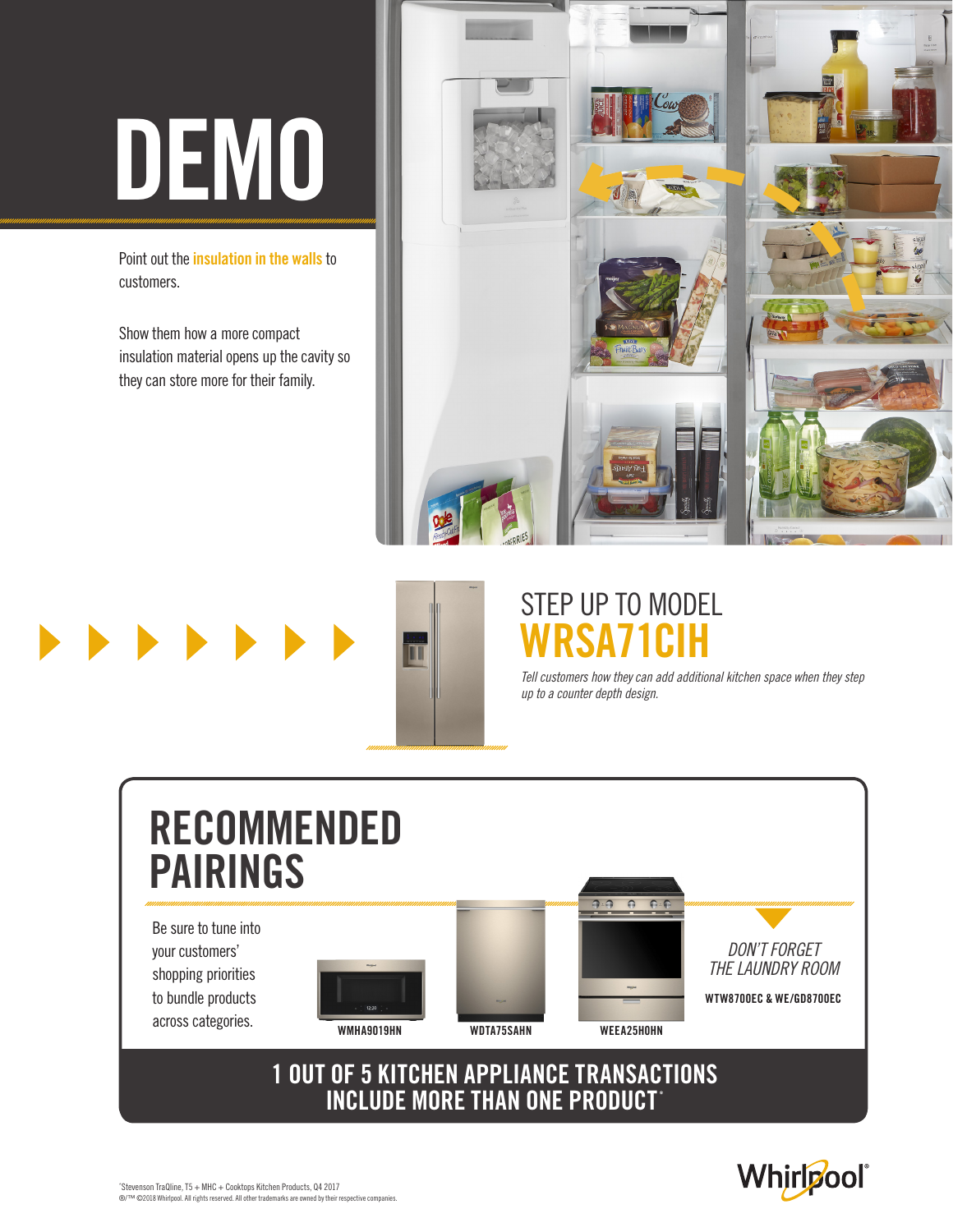# DEMO

Point out the **insulation in the walls** to customers.

Show them how a more compact insulation material opens up the cavity so they can store more for their family.

## STEP UP TO MODEL
## WRSA71CIH

*Tell customers how they can add additional kitchen space when they step up to a counter depth design.*

## RECOMMENDED PAIRINGS

Be sure to tune into your customers' shopping priorities to bundle products across categories.

WMHA9019HN

WDTA75SAHN

WEEA25H0HN

*DON'T FORGET THE LAUNDRY ROOM*

**WTW8700EC & WE/GD8700EC**

**1 OUT OF 5 KITCHEN APPLIANCE TRANSACTIONS INCLUDE MORE THAN ONE PRODUCT***

*Stevenson TraQline, T5 + MHC + Cooktops Kitchen Products, Q4 2017
®/™ ©2018 Whirlpool. All rights reserved. All other trademarks are owned by their respective companies.

Whirlpool®